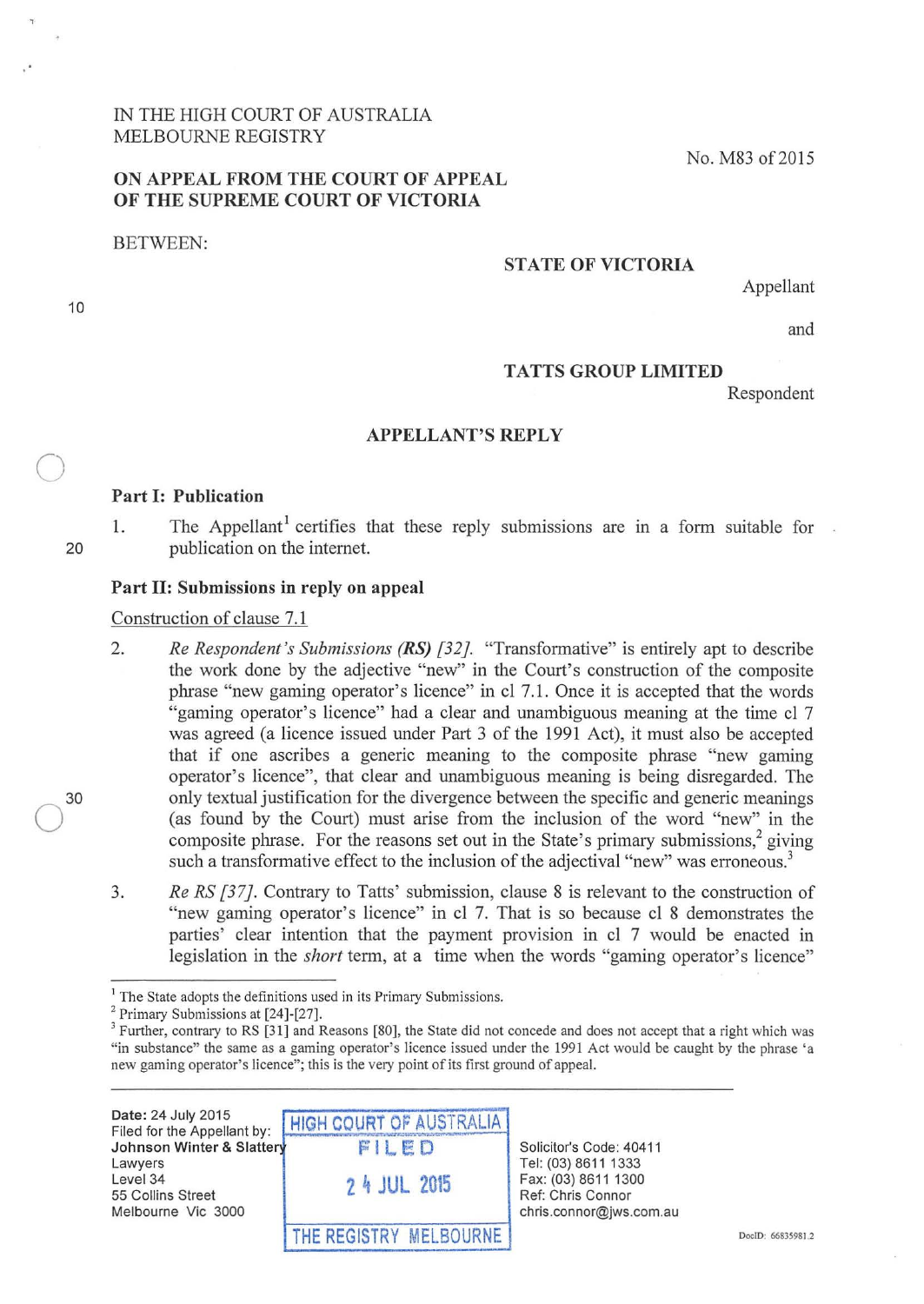IN THE HIGH COURT OF AUSTRALIA
MELBOURNE REGISTRY

No. M83 of 2015

**ON APPEAL FROM THE COURT OF APPEAL OF THE SUPREME COURT OF VICTORIA**

BETWEEN:

**STATE OF VICTORIA**

Appellant

and

**TATTS GROUP LIMITED**

Respondent

**APPELLANT'S REPLY**

**Part I: Publication**

1. The Appellant[1] certifies that these reply submissions are in a form suitable for publication on the internet.

**Part II: Submissions in reply on appeal**

Construction of clause 7.1

2. *Re Respondent's Submissions (**RS**) [32].* "Transformative" is entirely apt to describe the work done by the adjective "new" in the Court's construction of the composite phrase "new gaming operator's licence" in cl 7.1. Once it is accepted that the words "gaming operator's licence" had a clear and unambiguous meaning at the time cl 7 was agreed (a licence issued under Part 3 of the 1991 Act), it must also be accepted that if one ascribes a generic meaning to the composite phrase "new gaming operator's licence", that clear and unambiguous meaning is being disregarded. The only textual justification for the divergence between the specific and generic meanings (as found by the Court) must arise from the inclusion of the word "new" in the composite phrase. For the reasons set out in the State's primary submissions,[2] giving such a transformative effect to the inclusion of the adjectival "new" was erroneous.[3]

3. *Re RS [37].* Contrary to Tatts' submission, clause 8 is relevant to the construction of "new gaming operator's licence" in cl 7. That is so because cl 8 demonstrates the parties' clear intention that the payment provision in cl 7 would be enacted in legislation in the *short* term, at a time when the words "gaming operator's licence"

---

[1] The State adopts the definitions used in its Primary Submissions.

[2] Primary Submissions at [24]-[27].

[3] Further, contrary to RS [31] and Reasons [80], the State did not concede and does not accept that a right which was "in substance" the same as a gaming operator's licence issued under the 1991 Act would be caught by the phrase 'a new gaming operator's licence"; this is the very point of its first ground of appeal.

---

Date: 24 July 2015
Filed for the Appellant by:
**Johnson Winter & Slattery**
Lawyers
Level 34
55 Collins Street
Melbourne Vic 3000

HIGH COURT OF AUSTRALIA
FILED
24 JUL 2015
THE REGISTRY MELBOURNE

Solicitor's Code: 40411
Tel: (03) 8611 1333
Fax: (03) 8611 1300
Ref: Chris Connor
chris.connor@jws.com.au

DocID: 66835981.2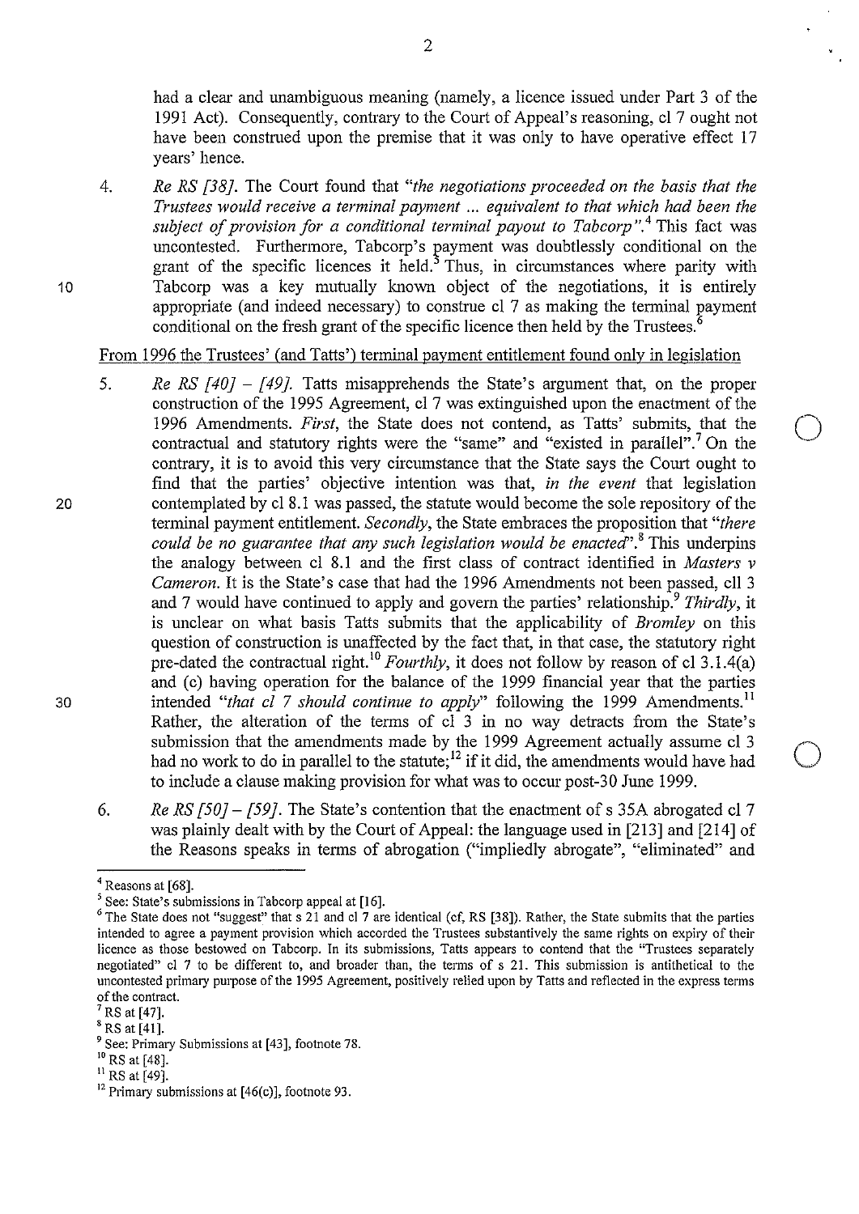had a clear and unambiguous meaning (namely, a licence issued under Part 3 of the 1991 Act). Consequently, contrary to the Court of Appeal's reasoning, cl 7 ought not have been construed upon the premise that it was only to have operative effect 17 years' hence.

4. *Re RS [38].* The Court found that *"the negotiations proceeded on the basis that the Trustees would receive a terminal payment ... equivalent to that which had been the subject of provision for a conditional terminal payout to Tabcorp"*.[4] This fact was uncontested. Furthermore, Tabcorp's payment was doubtlessly conditional on the grant of the specific licences it held.[5] Thus, in circumstances where parity with Tabcorp was a key mutually known object of the negotiations, it is entirely appropriate (and indeed necessary) to construe cl 7 as making the terminal payment conditional on the fresh grant of the specific licence then held by the Trustees.[6]

From 1996 the Trustees' (and Tatts') terminal payment entitlement found only in legislation

5. *Re RS [40] – [49].* Tatts misapprehends the State's argument that, on the proper construction of the 1995 Agreement, cl 7 was extinguished upon the enactment of the 1996 Amendments. *First*, the State does not contend, as Tatts' submits, that the contractual and statutory rights were the "same" and "existed in parallel".[7] On the contrary, it is to avoid this very circumstance that the State says the Court ought to find that the parties' objective intention was that, *in the event* that legislation contemplated by cl 8.1 was passed, the statute would become the sole repository of the terminal payment entitlement. *Secondly*, the State embraces the proposition that *"there could be no guarantee that any such legislation would be enacted"*.[8] This underpins the analogy between cl 8.1 and the first class of contract identified in *Masters v Cameron*. It is the State's case that had the 1996 Amendments not been passed, cll 3 and 7 would have continued to apply and govern the parties' relationship.[9] *Thirdly*, it is unclear on what basis Tatts submits that the applicability of *Bromley* on this question of construction is unaffected by the fact that, in that case, the statutory right pre-dated the contractual right.[10] *Fourthly*, it does not follow by reason of cl 3.1.4(a) and (c) having operation for the balance of the 1999 financial year that the parties intended *"that cl 7 should continue to apply"* following the 1999 Amendments.[11] Rather, the alteration of the terms of cl 3 in no way detracts from the State's submission that the amendments made by the 1999 Agreement actually assume cl 3 had no work to do in parallel to the statute;[12] if it did, the amendments would have had to include a clause making provision for what was to occur post-30 June 1999.

6. *Re RS [50] – [59].* The State's contention that the enactment of s 35A abrogated cl 7 was plainly dealt with by the Court of Appeal: the language used in [213] and [214] of the Reasons speaks in terms of abrogation ("impliedly abrogate", "eliminated" and

---

[4] Reasons at [68].

[5] See: State's submissions in Tabcorp appeal at [16].

[6] The State does not "suggest" that s 21 and cl 7 are identical (cf, RS [38]). Rather, the State submits that the parties intended to agree a payment provision which accorded the Trustees substantively the same rights on expiry of their licence as those bestowed on Tabcorp. In its submissions, Tatts appears to contend that the "Trustees separately negotiated" cl 7 to be different to, and broader than, the terms of s 21. This submission is antithetical to the uncontested primary purpose of the 1995 Agreement, positively relied upon by Tatts and reflected in the express terms of the contract.

[7] RS at [47].

[8] RS at [41].

[9] See: Primary Submissions at [43], footnote 78.

[10] RS at [48].

[11] RS at [49].

[12] Primary submissions at [46(c)], footnote 93.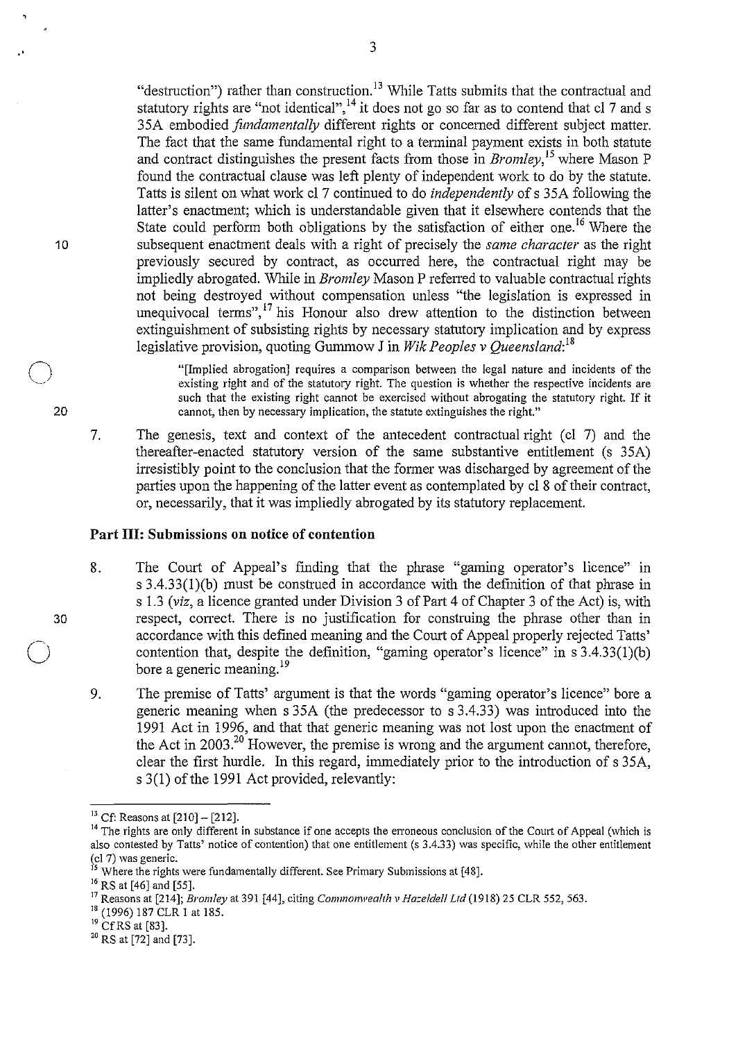"destruction") rather than construction.[13] While Tatts submits that the contractual and statutory rights are "not identical",[14] it does not go so far as to contend that cl 7 and s 35A embodied *fundamentally* different rights or concerned different subject matter. The fact that the same fundamental right to a terminal payment exists in both statute and contract distinguishes the present facts from those in *Bromley*,[15] where Mason P found the contractual clause was left plenty of independent work to do by the statute. Tatts is silent on what work cl 7 continued to do *independently* of s 35A following the latter's enactment; which is understandable given that it elsewhere contends that the State could perform both obligations by the satisfaction of either one.[16] Where the subsequent enactment deals with a right of precisely the *same character* as the right previously secured by contract, as occurred here, the contractual right may be impliedly abrogated. While in *Bromley* Mason P referred to valuable contractual rights not being destroyed without compensation unless "the legislation is expressed in unequivocal terms",[17] his Honour also drew attention to the distinction between extinguishment of subsisting rights by necessary statutory implication and by express legislative provision, quoting Gummow J in *Wik Peoples v Queensland*:[18]

> "[Implied abrogation] requires a comparison between the legal nature and incidents of the existing right and of the statutory right. The question is whether the respective incidents are such that the existing right cannot be exercised without abrogating the statutory right. If it cannot, then by necessary implication, the statute extinguishes the right."

7. The genesis, text and context of the antecedent contractual right (cl 7) and the thereafter-enacted statutory version of the same substantive entitlement (s 35A) irresistibly point to the conclusion that the former was discharged by agreement of the parties upon the happening of the latter event as contemplated by cl 8 of their contract, or, necessarily, that it was impliedly abrogated by its statutory replacement.

## Part III: Submissions on notice of contention

8. The Court of Appeal's finding that the phrase "gaming operator's licence" in s 3.4.33(1)(b) must be construed in accordance with the definition of that phrase in s 1.3 (*viz*, a licence granted under Division 3 of Part 4 of Chapter 3 of the Act) is, with respect, correct. There is no justification for construing the phrase other than in accordance with this defined meaning and the Court of Appeal properly rejected Tatts' contention that, despite the definition, "gaming operator's licence" in s 3.4.33(1)(b) bore a generic meaning.[19]

9. The premise of Tatts' argument is that the words "gaming operator's licence" bore a generic meaning when s 35A (the predecessor to s 3.4.33) was introduced into the 1991 Act in 1996, and that that generic meaning was not lost upon the enactment of the Act in 2003.[20] However, the premise is wrong and the argument cannot, therefore, clear the first hurdle. In this regard, immediately prior to the introduction of s 35A, s 3(1) of the 1991 Act provided, relevantly:

---

[13] Cf: Reasons at [210] – [212].

[14] The rights are only different in substance if one accepts the erroneous conclusion of the Court of Appeal (which is also contested by Tatts' notice of contention) that one entitlement (s 3.4.33) was specific, while the other entitlement (cl 7) was generic.

[15] Where the rights were fundamentally different. See Primary Submissions at [48].

[16] RS at [46] and [55].

[17] Reasons at [214]; *Bromley* at 391 [44], citing *Commonwealth v Hazeldell Ltd* (1918) 25 CLR 552, 563.

[18] (1996) 187 CLR 1 at 185.

[19] Cf RS at [83].

[20] RS at [72] and [73].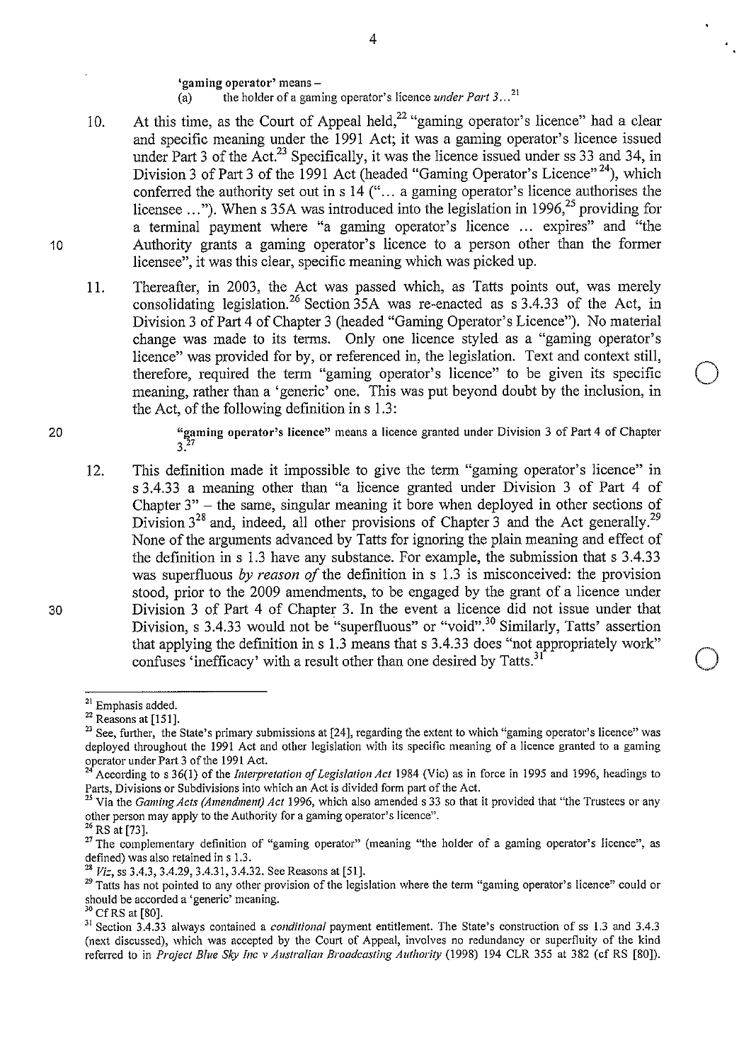**'gaming operator'** means –

(a) the holder of a gaming operator's licence *under Part 3*...[21]

10. At this time, as the Court of Appeal held,[22] "gaming operator's licence" had a clear and specific meaning under the 1991 Act; it was a gaming operator's licence issued under Part 3 of the Act.[23] Specifically, it was the licence issued under ss 33 and 34, in Division 3 of Part 3 of the 1991 Act (headed "Gaming Operator's Licence"[24]), which conferred the authority set out in s 14 ("... a gaming operator's licence authorises the licensee ..."). When s 35A was introduced into the legislation in 1996,[25] providing for a terminal payment where "a gaming operator's licence ... expires" and "the Authority grants a gaming operator's licence to a person other than the former licensee", it was this clear, specific meaning which was picked up.

11. Thereafter, in 2003, the Act was passed which, as Tatts points out, was merely consolidating legislation.[26] Section 35A was re-enacted as s 3.4.33 of the Act, in Division 3 of Part 4 of Chapter 3 (headed "Gaming Operator's Licence"). No material change was made to its terms. Only one licence styled as a "gaming operator's licence" was provided for by, or referenced in, the legislation. Text and context still, therefore, required the term "gaming operator's licence" to be given its specific meaning, rather than a 'generic' one. This was put beyond doubt by the inclusion, in the Act, of the following definition in s 1.3:

> **"gaming operator's licence"** means a licence granted under Division 3 of Part 4 of Chapter 3.[27]

12. This definition made it impossible to give the term "gaming operator's licence" in s 3.4.33 a meaning other than "a licence granted under Division 3 of Part 4 of Chapter 3" – the same, singular meaning it bore when deployed in other sections of Division 3[28] and, indeed, all other provisions of Chapter 3 and the Act generally.[29] None of the arguments advanced by Tatts for ignoring the plain meaning and effect of the definition in s 1.3 have any substance. For example, the submission that s 3.4.33 was superfluous *by reason of* the definition in s 1.3 is misconceived: the provision stood, prior to the 2009 amendments, to be engaged by the grant of a licence under Division 3 of Part 4 of Chapter 3. In the event a licence did not issue under that Division, s 3.4.33 would not be "superfluous" or "void".[30] Similarly, Tatts' assertion that applying the definition in s 1.3 means that s 3.4.33 does "not appropriately work" confuses 'inefficacy' with a result other than one desired by Tatts.[31]

---

[21] Emphasis added.

[22] Reasons at [151].

[23] See, further, the State's primary submissions at [24], regarding the extent to which "gaming operator's licence" was deployed throughout the 1991 Act and other legislation with its specific meaning of a licence granted to a gaming operator under Part 3 of the 1991 Act.

[24] According to s 36(1) of the *Interpretation of Legislation Act* 1984 (Vic) as in force in 1995 and 1996, headings to Parts, Divisions or Subdivisions into which an Act is divided form part of the Act.

[25] Via the *Gaming Acts (Amendment) Act* 1996, which also amended s 33 so that it provided that "the Trustees or any other person may apply to the Authority for a gaming operator's licence".

[26] RS at [73].

[27] The complementary definition of "gaming operator" (meaning "the holder of a gaming operator's licence", as defined) was also retained in s 1.3.

[28] *Viz*, ss 3.4.3, 3.4.29, 3.4.31, 3.4.32. See Reasons at [51].

[29] Tatts has not pointed to any other provision of the legislation where the term "gaming operator's licence" could or should be accorded a 'generic' meaning.

[30] Cf RS at [80].

[31] Section 3.4.33 always contained a *conditional* payment entitlement. The State's construction of ss 1.3 and 3.4.3 (next discussed), which was accepted by the Court of Appeal, involves no redundancy or superfluity of the kind referred to in *Project Blue Sky Inc v Australian Broadcasting Authority* (1998) 194 CLR 355 at 382 (cf RS [80]).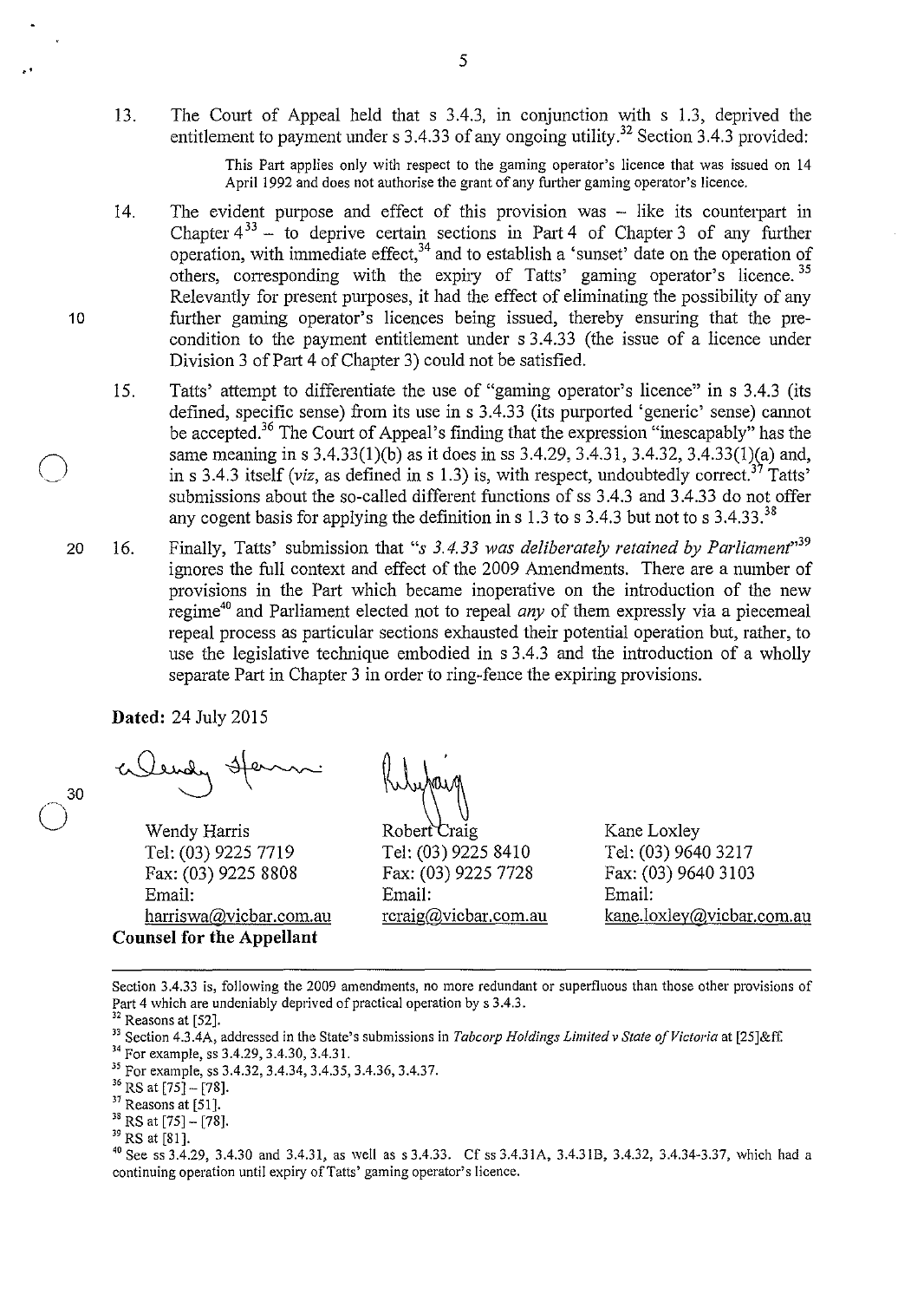13. The Court of Appeal held that s 3.4.3, in conjunction with s 1.3, deprived the entitlement to payment under s 3.4.33 of any ongoing utility.[32] Section 3.4.3 provided:

> This Part applies only with respect to the gaming operator's licence that was issued on 14 April 1992 and does not authorise the grant of any further gaming operator's licence.

14. The evident purpose and effect of this provision was – like its counterpart in Chapter 4[33] – to deprive certain sections in Part 4 of Chapter 3 of any further operation, with immediate effect,[34] and to establish a 'sunset' date on the operation of others, corresponding with the expiry of Tatts' gaming operator's licence.[35] Relevantly for present purposes, it had the effect of eliminating the possibility of any further gaming operator's licences being issued, thereby ensuring that the pre-condition to the payment entitlement under s 3.4.33 (the issue of a licence under Division 3 of Part 4 of Chapter 3) could not be satisfied.

15. Tatts' attempt to differentiate the use of "gaming operator's licence" in s 3.4.3 (its defined, specific sense) from its use in s 3.4.33 (its purported 'generic' sense) cannot be accepted.[36] The Court of Appeal's finding that the expression "inescapably" has the same meaning in s 3.4.33(1)(b) as it does in ss 3.4.29, 3.4.31, 3.4.32, 3.4.33(1)(a) and, in s 3.4.3 itself (*viz*, as defined in s 1.3) is, with respect, undoubtedly correct.[37] Tatts' submissions about the so-called different functions of ss 3.4.3 and 3.4.33 do not offer any cogent basis for applying the definition in s 1.3 to s 3.4.3 but not to s 3.4.33.[38]

16. Finally, Tatts' submission that *"s 3.4.33 was deliberately retained by Parliament"*[39] ignores the full context and effect of the 2009 Amendments. There are a number of provisions in the Part which became inoperative on the introduction of the new regime[40] and Parliament elected not to repeal *any* of them expressly via a piecemeal repeal process as particular sections exhausted their potential operation but, rather, to use the legislative technique embodied in s 3.4.3 and the introduction of a wholly separate Part in Chapter 3 in order to ring-fence the expiring provisions.

**Dated:** 24 July 2015

| Wendy Harris | Robert Craig | Kane Loxley |
|---|---|---|
| Tel: (03) 9225 7719 | Tel: (03) 9225 8410 | Tel: (03) 9640 3217 |
| Fax: (03) 9225 8808 | Fax: (03) 9225 7728 | Fax: (03) 9640 3103 |
| Email: | Email: | Email: |
| harriswa@vicbar.com.au | rcraig@vicbar.com.au | kane.loxley@vicbar.com.au |

**Counsel for the Appellant**

---

Section 3.4.33 is, following the 2009 amendments, no more redundant or superfluous than those other provisions of Part 4 which are undeniably deprived of practical operation by s 3.4.3.

[32] Reasons at [52].

[33] Section 4.3.4A, addressed in the State's submissions in *Tabcorp Holdings Limited v State of Victoria* at [25]&ff.

[34] For example, ss 3.4.29, 3.4.30, 3.4.31.

[35] For example, ss 3.4.32, 3.4.34, 3.4.35, 3.4.36, 3.4.37.

[36] RS at [75] – [78].

[37] Reasons at [51].

[38] RS at [75] – [78].

[39] RS at [81].

[40] See ss 3.4.29, 3.4.30 and 3.4.31, as well as s 3.4.33. Cf ss 3.4.31A, 3.4.31B, 3.4.32, 3.4.34-3.37, which had a continuing operation until expiry of Tatts' gaming operator's licence.